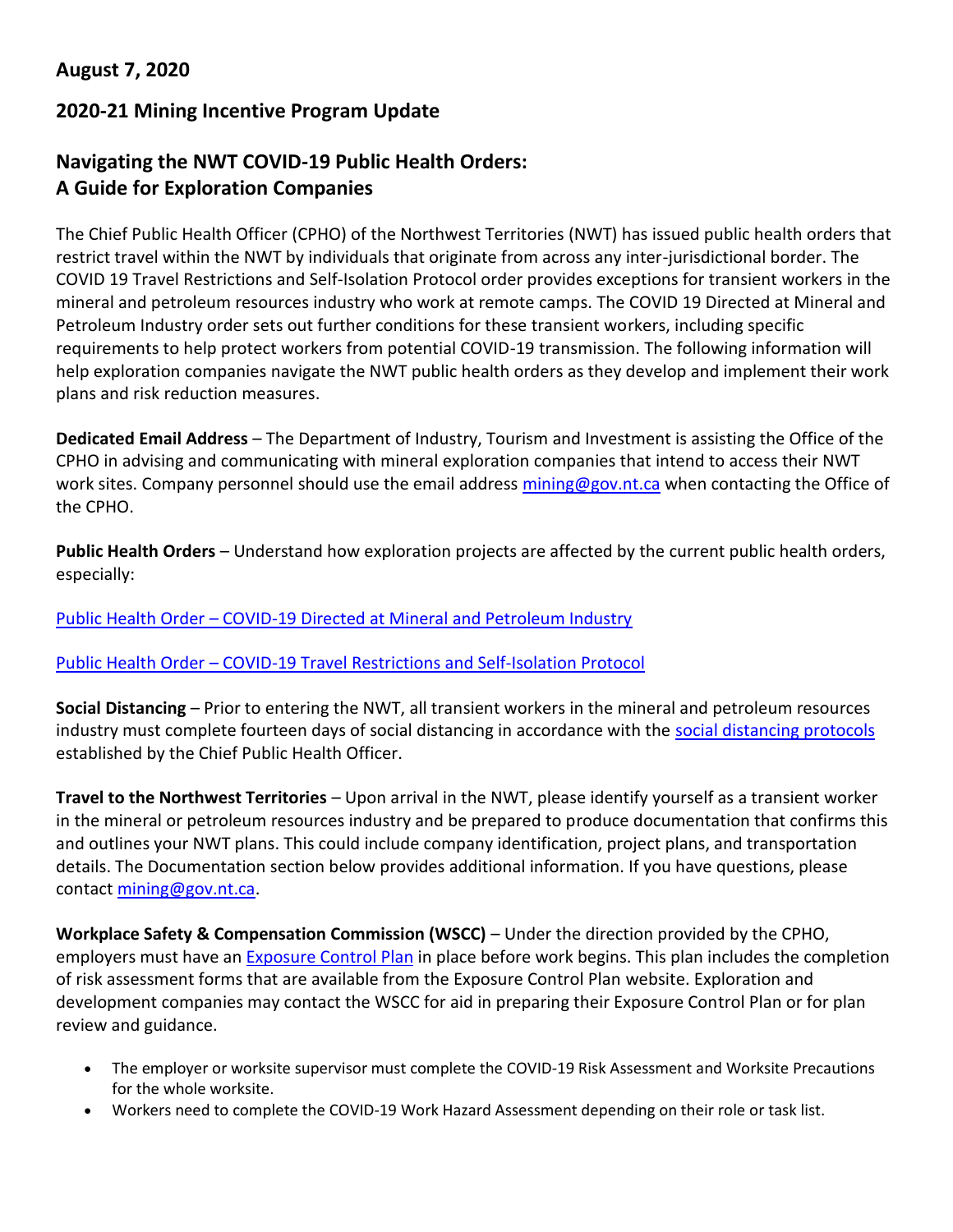**August 7, 2020**

## 2020-21 Mining Incentive Program Update

# Navigating the NWT COVID-19 Public Health Orders: A Guide for Exploration Companies

The Chief Public Health Officer (CPHO) of the Northwest Territories (NWT) has issued public health orders that restrict travel within the NWT by individuals that originate from across any inter-jurisdictional border. The COVID 19 Travel Restrictions and Self-Isolation Protocol order provides exceptions for transient workers in the mineral and petroleum resources industry who work at remote camps. The COVID 19 Directed at Mineral and Petroleum Industry order sets out further conditions for these transient workers, including specific requirements to help protect workers from potential COVID-19 transmission. The following information will help exploration companies navigate the NWT public health orders as they develop and implement their work plans and risk reduction measures.

**Dedicated Email Address** – The Department of Industry, Tourism and Investment is assisting the Office of the CPHO in advising and communicating with mineral exploration companies that intend to access their NWT work sites. Company personnel should use the email address mining@gov.nt.ca when contacting the Office of the CPHO.

**Public Health Orders** – Understand how exploration projects are affected by the current public health orders, especially:

Public Health Order – COVID-19 Directed at Mineral and Petroleum Industry

Public Health Order – COVID-19 Travel Restrictions and Self-Isolation Protocol

**Social Distancing** – Prior to entering the NWT, all transient workers in the mineral and petroleum resources industry must complete fourteen days of social distancing in accordance with the social distancing protocols established by the Chief Public Health Officer.

**Travel to the Northwest Territories** – Upon arrival in the NWT, please identify yourself as a transient worker in the mineral or petroleum resources industry and be prepared to produce documentation that confirms this and outlines your NWT plans. This could include company identification, project plans, and transportation details. The Documentation section below provides additional information. If you have questions, please contact mining@gov.nt.ca.

**Workplace Safety & Compensation Commission (WSCC)** – Under the direction provided by the CPHO, employers must have an Exposure Control Plan in place before work begins. This plan includes the completion of risk assessment forms that are available from the Exposure Control Plan website. Exploration and development companies may contact the WSCC for aid in preparing their Exposure Control Plan or for plan review and guidance.

- The employer or worksite supervisor must complete the COVID-19 Risk Assessment and Worksite Precautions for the whole worksite.
- Workers need to complete the COVID-19 Work Hazard Assessment depending on their role or task list.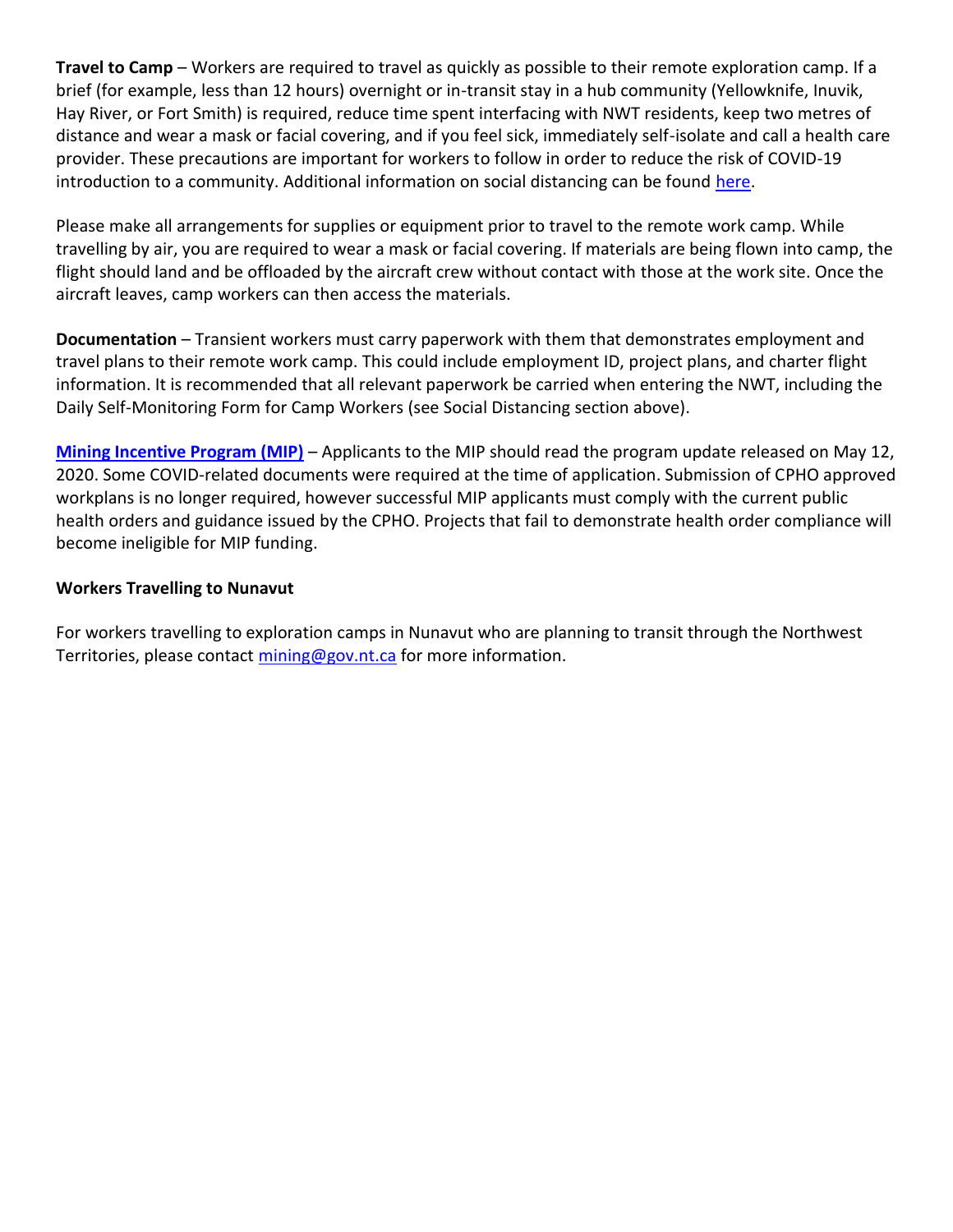**Travel to Camp** – Workers are required to travel as quickly as possible to their remote exploration camp. If a brief (for example, less than 12 hours) overnight or in-transit stay in a hub community (Yellowknife, Inuvik, Hay River, or Fort Smith) is required, reduce time spent interfacing with NWT residents, keep two metres of distance and wear a mask or facial covering, and if you feel sick, immediately self-isolate and call a health care provider. These precautions are important for workers to follow in order to reduce the risk of COVID-19 introduction to a community. Additional information on social distancing can be found here.

Please make all arrangements for supplies or equipment prior to travel to the remote work camp. While travelling by air, you are required to wear a mask or facial covering. If materials are being flown into camp, the flight should land and be offloaded by the aircraft crew without contact with those at the work site. Once the aircraft leaves, camp workers can then access the materials.

**Documentation** – Transient workers must carry paperwork with them that demonstrates employment and travel plans to their remote work camp. This could include employment ID, project plans, and charter flight information. It is recommended that all relevant paperwork be carried when entering the NWT, including the Daily Self-Monitoring Form for Camp Workers (see Social Distancing section above).

**Mining Incentive Program (MIP)** – Applicants to the MIP should read the program update released on May 12, 2020. Some COVID-related documents were required at the time of application. Submission of CPHO approved workplans is no longer required, however successful MIP applicants must comply with the current public health orders and guidance issued by the CPHO. Projects that fail to demonstrate health order compliance will become ineligible for MIP funding.

**Workers Travelling to Nunavut**

For workers travelling to exploration camps in Nunavut who are planning to transit through the Northwest Territories, please contact mining@gov.nt.ca for more information.